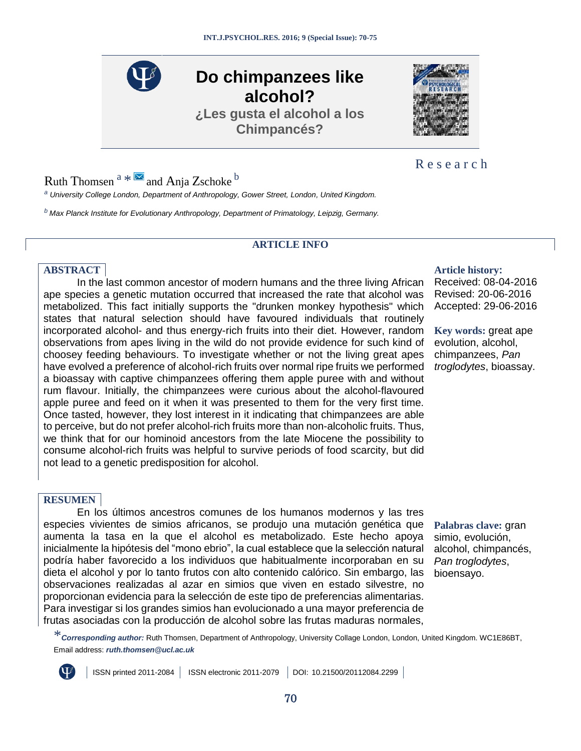# Do chimpanzees like alcohol?

## ¿Les gusta el alcohol a los Chimpancés?

Research

Ruth Thomsen [a] * and Anja Zschoke [b]

[a] *University College London, Department of Anthropology, Gower Street, London, United Kingdom.*

[b] *Max Planck Institute for Evolutionary Anthropology, Department of Primatology, Leipzig, Germany.*

**ARTICLE INFO**

**ABSTRACT**

In the last common ancestor of modern humans and the three living African ape species a genetic mutation occurred that increased the rate that alcohol was metabolized. This fact initially supports the "drunken monkey hypothesis" which states that natural selection should have favoured individuals that routinely incorporated alcohol- and thus energy-rich fruits into their diet. However, random observations from apes living in the wild do not provide evidence for such kind of choosey feeding behaviours. To investigate whether or not the living great apes have evolved a preference of alcohol-rich fruits over normal ripe fruits we performed a bioassay with captive chimpanzees offering them apple puree with and without rum flavour. Initially, the chimpanzees were curious about the alcohol-flavoured apple puree and feed on it when it was presented to them for the very first time. Once tasted, however, they lost interest in it indicating that chimpanzees are able to perceive, but do not prefer alcohol-rich fruits more than non-alcoholic fruits. Thus, we think that for our hominoid ancestors from the late Miocene the possibility to consume alcohol-rich fruits was helpful to survive periods of food scarcity, but did not lead to a genetic predisposition for alcohol.

**Article history:**
Received: 08-04-2016
Revised: 20-06-2016
Accepted: 29-06-2016

**Key words:** great ape evolution, alcohol, chimpanzees, *Pan troglodytes*, bioassay.

**RESUMEN**

En los últimos ancestros comunes de los humanos modernos y las tres especies vivientes de simios africanos, se produjo una mutación genética que aumenta la tasa en la que el alcohol es metabolizado. Este hecho apoya inicialmente la hipótesis del "mono ebrio", la cual establece que la selección natural podría haber favorecido a los individuos que habitualmente incorporaban en su dieta el alcohol y por lo tanto frutos con alto contenido calórico. Sin embargo, las observaciones realizadas al azar en simios que viven en estado silvestre, no proporcionan evidencia para la selección de este tipo de preferencias alimentarias. Para investigar si los grandes simios han evolucionado a una mayor preferencia de frutas asociadas con la producción de alcohol sobre las frutas maduras normales,

**Palabras clave:** gran simio, evolución, alcohol, chimpancés, *Pan troglodytes*, bioensayo.

**\*Corresponding author:** Ruth Thomsen, Department of Anthropology, University Collage London, London, United Kingdom. WC1E86BT, Email address: ***ruth.thomsen@ucl.ac.uk***

ISSN printed 2011-2084 | ISSN electronic 2011-2079 | DOI: 10.21500/20112084.2299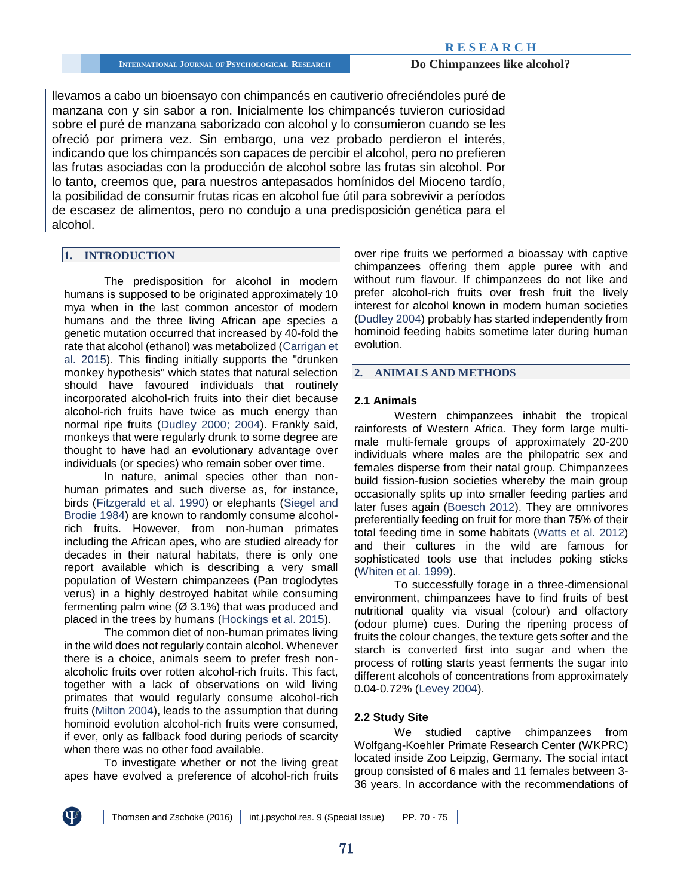llevamos a cabo un bioensayo con chimpancés en cautiverio ofreciéndoles puré de manzana con y sin sabor a ron. Inicialmente los chimpancés tuvieron curiosidad sobre el puré de manzana saborizado con alcohol y lo consumieron cuando se les ofreció por primera vez. Sin embargo, una vez probado perdieron el interés, indicando que los chimpancés son capaces de percibir el alcohol, pero no prefieren las frutas asociadas con la producción de alcohol sobre las frutas sin alcohol. Por lo tanto, creemos que, para nuestros antepasados homínidos del Mioceno tardío, la posibilidad de consumir frutas ricas en alcohol fue útil para sobrevivir a períodos de escasez de alimentos, pero no condujo a una predisposición genética para el alcohol.

## 1. INTRODUCTION

The predisposition for alcohol in modern humans is supposed to be originated approximately 10 mya when in the last common ancestor of modern humans and the three living African ape species a genetic mutation occurred that increased by 40-fold the rate that alcohol (ethanol) was metabolized (Carrigan et al. 2015). This finding initially supports the "drunken monkey hypothesis" which states that natural selection should have favoured individuals that routinely incorporated alcohol-rich fruits into their diet because alcohol-rich fruits have twice as much energy than normal ripe fruits (Dudley 2000; 2004). Frankly said, monkeys that were regularly drunk to some degree are thought to have had an evolutionary advantage over individuals (or species) who remain sober over time.

In nature, animal species other than non-human primates and such diverse as, for instance, birds (Fitzgerald et al. 1990) or elephants (Siegel and Brodie 1984) are known to randomly consume alcohol-rich fruits. However, from non-human primates including the African apes, who are studied already for decades in their natural habitats, there is only one report available which is describing a very small population of Western chimpanzees (Pan troglodytes verus) in a highly destroyed habitat while consuming fermenting palm wine (Ø 3.1%) that was produced and placed in the trees by humans (Hockings et al. 2015).

The common diet of non-human primates living in the wild does not regularly contain alcohol. Whenever there is a choice, animals seem to prefer fresh non-alcoholic fruits over rotten alcohol-rich fruits. This fact, together with a lack of observations on wild living primates that would regularly consume alcohol-rich fruits (Milton 2004), leads to the assumption that during hominoid evolution alcohol-rich fruits were consumed, if ever, only as fallback food during periods of scarcity when there was no other food available.

To investigate whether or not the living great apes have evolved a preference of alcohol-rich fruits over ripe fruits we performed a bioassay with captive chimpanzees offering them apple puree with and without rum flavour. If chimpanzees do not like and prefer alcohol-rich fruits over fresh fruit the lively interest for alcohol known in modern human societies (Dudley 2004) probably has started independently from hominoid feeding habits sometime later during human evolution.

## 2. ANIMALS AND METHODS

### 2.1 Animals

Western chimpanzees inhabit the tropical rainforests of Western Africa. They form large multi-male multi-female groups of approximately 20-200 individuals where males are the philopatric sex and females disperse from their natal group. Chimpanzees build fission-fusion societies whereby the main group occasionally splits up into smaller feeding parties and later fuses again (Boesch 2012). They are omnivores preferentially feeding on fruit for more than 75% of their total feeding time in some habitats (Watts et al. 2012) and their cultures in the wild are famous for sophisticated tools use that includes poking sticks (Whiten et al. 1999).

To successfully forage in a three-dimensional environment, chimpanzees have to find fruits of best nutritional quality via visual (colour) and olfactory (odour plume) cues. During the ripening process of fruits the colour changes, the texture gets softer and the starch is converted first into sugar and when the process of rotting starts yeast ferments the sugar into different alcohols of concentrations from approximately 0.04-0.72% (Levey 2004).

### 2.2 Study Site

We studied captive chimpanzees from Wolfgang-Koehler Primate Research Center (WKPRC) located inside Zoo Leipzig, Germany. The social intact group consisted of 6 males and 11 females between 3-36 years. In accordance with the recommendations of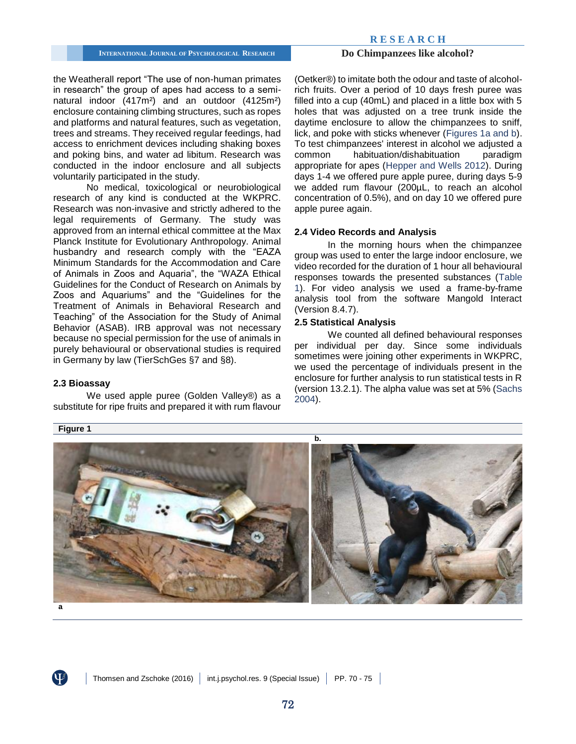the Weatherall report "The use of non-human primates in research" the group of apes had access to a semi-natural indoor (417m²) and an outdoor (4125m²) enclosure containing climbing structures, such as ropes and platforms and natural features, such as vegetation, trees and streams. They received regular feedings, had access to enrichment devices including shaking boxes and poking bins, and water ad libitum. Research was conducted in the indoor enclosure and all subjects voluntarily participated in the study.

No medical, toxicological or neurobiological research of any kind is conducted at the WKPRC. Research was non-invasive and strictly adhered to the legal requirements of Germany. The study was approved from an internal ethical committee at the Max Planck Institute for Evolutionary Anthropology. Animal husbandry and research comply with the "EAZA Minimum Standards for the Accommodation and Care of Animals in Zoos and Aquaria", the "WAZA Ethical Guidelines for the Conduct of Research on Animals by Zoos and Aquariums" and the "Guidelines for the Treatment of Animals in Behavioral Research and Teaching" of the Association for the Study of Animal Behavior (ASAB). IRB approval was not necessary because no special permission for the use of animals in purely behavioural or observational studies is required in Germany by law (TierSchGes §7 and §8).

### 2.3 Bioassay

We used apple puree (Golden Valley®) as a substitute for ripe fruits and prepared it with rum flavour (Oetker®) to imitate both the odour and taste of alcohol-rich fruits. Over a period of 10 days fresh puree was filled into a cup (40mL) and placed in a little box with 5 holes that was adjusted on a tree trunk inside the daytime enclosure to allow the chimpanzees to sniff, lick, and poke with sticks whenever (Figures 1a and b). To test chimpanzees' interest in alcohol we adjusted a common habituation/dishabituation paradigm appropriate for apes (Hepper and Wells 2012). During days 1-4 we offered pure apple puree, during days 5-9 we added rum flavour (200µL, to reach an alcohol concentration of 0.5%), and on day 10 we offered pure apple puree again.

### 2.4 Video Records and Analysis

In the morning hours when the chimpanzee group was used to enter the large indoor enclosure, we video recorded for the duration of 1 hour all behavioural responses towards the presented substances (Table 1). For video analysis we used a frame-by-frame analysis tool from the software Mangold Interact (Version 8.4.7).

### 2.5 Statistical Analysis

We counted all defined behavioural responses per individual per day. Since some individuals sometimes were joining other experiments in WKPRC, we used the percentage of individuals present in the enclosure for further analysis to run statistical tests in R (version 13.2.1). The alpha value was set at 5% (Sachs 2004).

**Figure 1**

a

b.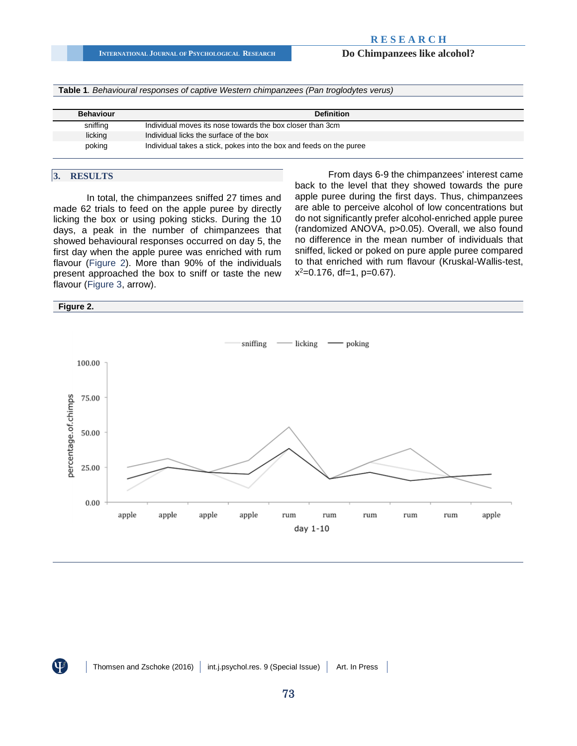**Table 1**. *Behavioural responses of captive Western chimpanzees (Pan troglodytes verus)*

| Behaviour | Definition |
|---|---|
| sniffing | Individual moves its nose towards the box closer than 3cm |
| licking | Individual licks the surface of the box |
| poking | Individual takes a stick, pokes into the box and feeds on the puree |

## 3. RESULTS

In total, the chimpanzees sniffed 27 times and made 62 trials to feed on the apple puree by directly licking the box or using poking sticks. During the 10 days, a peak in the number of chimpanzees that showed behavioural responses occurred on day 5, the first day when the apple puree was enriched with rum flavour (Figure 2). More than 90% of the individuals present approached the box to sniff or taste the new flavour (Figure 3, arrow).

From days 6-9 the chimpanzees' interest came back to the level that they showed towards the pure apple puree during the first days. Thus, chimpanzees are able to perceive alcohol of low concentrations but do not significantly prefer alcohol-enriched apple puree (randomized ANOVA, $p>0.05$). Overall, we also found no difference in the mean number of individuals that sniffed, licked or poked on pure apple puree compared to that enriched with rum flavour (Kruskal-Wallis-test, $x^2=0.176$, $df=1$, $p=0.67$).

**Figure 2.**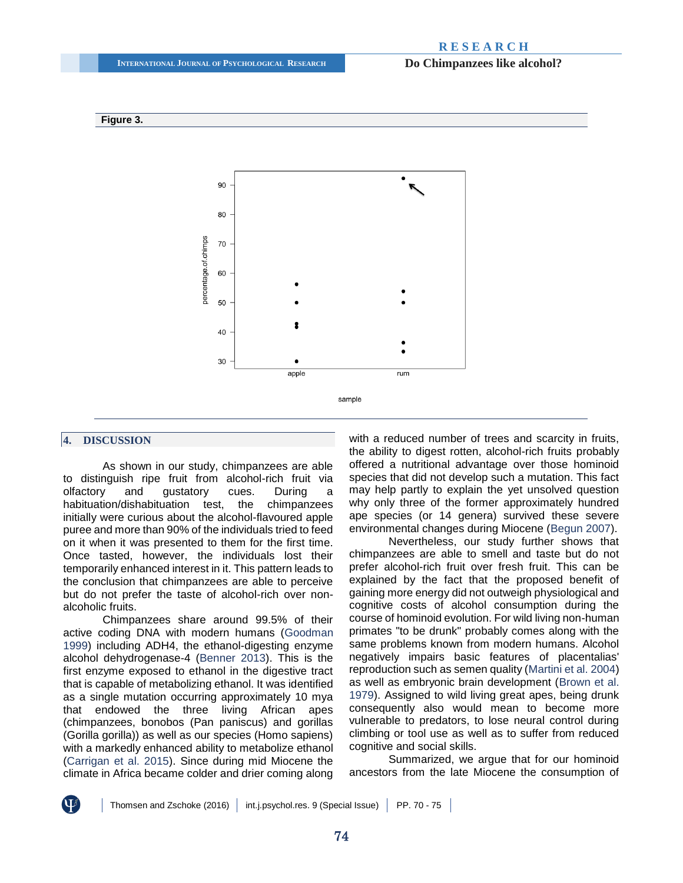**Figure 3.**

## 4. DISCUSSION

As shown in our study, chimpanzees are able to distinguish ripe fruit from alcohol-rich fruit via olfactory and gustatory cues. During a habituation/dishabituation test, the chimpanzees initially were curious about the alcohol-flavoured apple puree and more than 90% of the individuals tried to feed on it when it was presented to them for the first time. Once tasted, however, the individuals lost their temporarily enhanced interest in it. This pattern leads to the conclusion that chimpanzees are able to perceive but do not prefer the taste of alcohol-rich over non-alcoholic fruits.

Chimpanzees share around 99.5% of their active coding DNA with modern humans (Goodman 1999) including ADH4, the ethanol-digesting enzyme alcohol dehydrogenase-4 (Benner 2013). This is the first enzyme exposed to ethanol in the digestive tract that is capable of metabolizing ethanol. It was identified as a single mutation occurring approximately 10 mya that endowed the three living African apes (chimpanzees, bonobos (Pan paniscus) and gorillas (Gorilla gorilla)) as well as our species (Homo sapiens) with a markedly enhanced ability to metabolize ethanol (Carrigan et al. 2015). Since during mid Miocene the climate in Africa became colder and drier coming along with a reduced number of trees and scarcity in fruits, the ability to digest rotten, alcohol-rich fruits probably offered a nutritional advantage over those hominoid species that did not develop such a mutation. This fact may help partly to explain the yet unsolved question why only three of the former approximately hundred ape species (or 14 genera) survived these severe environmental changes during Miocene (Begun 2007).

Nevertheless, our study further shows that chimpanzees are able to smell and taste but do not prefer alcohol-rich fruit over fresh fruit. This can be explained by the fact that the proposed benefit of gaining more energy did not outweigh physiological and cognitive costs of alcohol consumption during the course of hominoid evolution. For wild living non-human primates "to be drunk" probably comes along with the same problems known from modern humans. Alcohol negatively impairs basic features of placentalias' reproduction such as semen quality (Martini et al. 2004) as well as embryonic brain development (Brown et al. 1979). Assigned to wild living great apes, being drunk consequently also would mean to become more vulnerable to predators, to lose neural control during climbing or tool use as well as to suffer from reduced cognitive and social skills.

Summarized, we argue that for our hominoid ancestors from the late Miocene the consumption of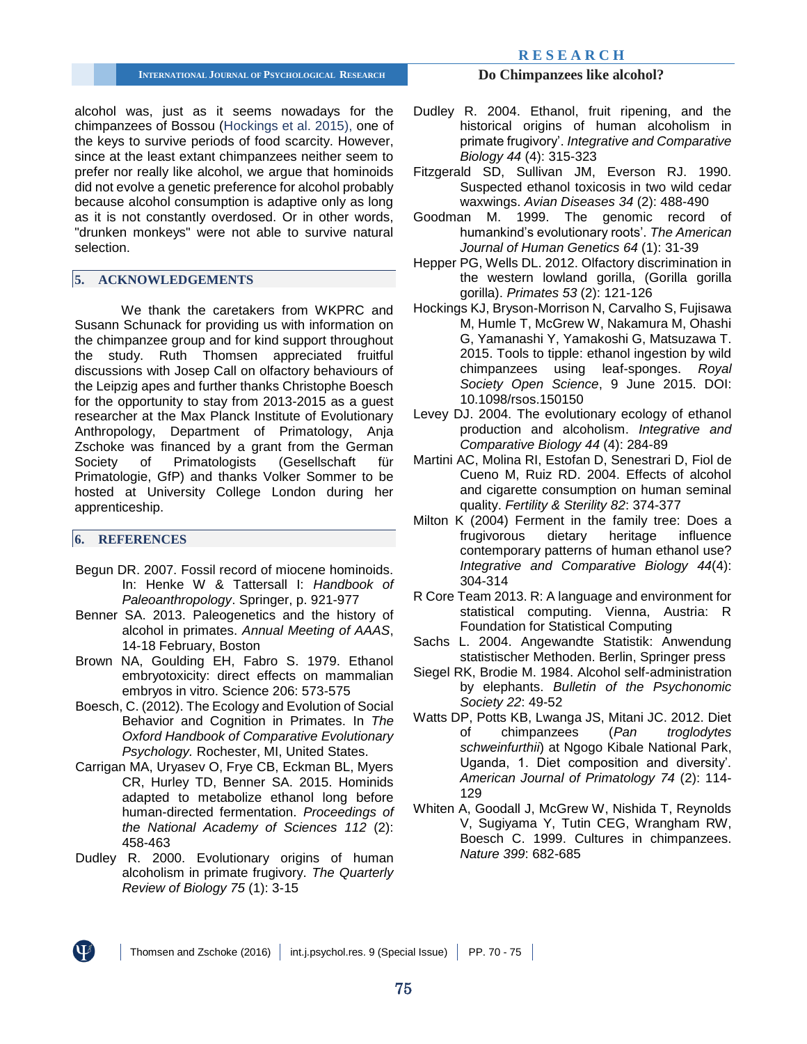alcohol was, just as it seems nowadays for the chimpanzees of Bossou (Hockings et al. 2015), one of the keys to survive periods of food scarcity. However, since at the least extant chimpanzees neither seem to prefer nor really like alcohol, we argue that hominoids did not evolve a genetic preference for alcohol probably because alcohol consumption is adaptive only as long as it is not constantly overdosed. Or in other words, "drunken monkeys" were not able to survive natural selection.

## 5. ACKNOWLEDGEMENTS

We thank the caretakers from WKPRC and Susann Schunack for providing us with information on the chimpanzee group and for kind support throughout the study. Ruth Thomsen appreciated fruitful discussions with Josep Call on olfactory behaviours of the Leipzig apes and further thanks Christophe Boesch for the opportunity to stay from 2013-2015 as a guest researcher at the Max Planck Institute of Evolutionary Anthropology, Department of Primatology, Anja Zschoke was financed by a grant from the German Society of Primatologists (Gesellschaft für Primatologie, GfP) and thanks Volker Sommer to be hosted at University College London during her apprenticeship.

## 6. REFERENCES

Begun DR. 2007. Fossil record of miocene hominoids. In: Henke W & Tattersall I: *Handbook of Paleoanthropology*. Springer, p. 921-977

Benner SA. 2013. Paleogenetics and the history of alcohol in primates. *Annual Meeting of AAAS*, 14-18 February, Boston

Brown NA, Goulding EH, Fabro S. 1979. Ethanol embryotoxicity: direct effects on mammalian embryos in vitro. Science 206: 573-575

Boesch, C. (2012). The Ecology and Evolution of Social Behavior and Cognition in Primates. In *The Oxford Handbook of Comparative Evolutionary Psychology.* Rochester, MI, United States.

Carrigan MA, Uryasev O, Frye CB, Eckman BL, Myers CR, Hurley TD, Benner SA. 2015. Hominids adapted to metabolize ethanol long before human-directed fermentation. *Proceedings of the National Academy of Sciences 112* (2): 458-463

Dudley R. 2000. Evolutionary origins of human alcoholism in primate frugivory. *The Quarterly Review of Biology 75* (1): 3-15

Dudley R. 2004. Ethanol, fruit ripening, and the historical origins of human alcoholism in primate frugivory'. *Integrative and Comparative Biology 44* (4): 315-323

Fitzgerald SD, Sullivan JM, Everson RJ. 1990. Suspected ethanol toxicosis in two wild cedar waxwings. *Avian Diseases 34* (2): 488-490

Goodman M. 1999. The genomic record of humankind's evolutionary roots'. *The American Journal of Human Genetics 64* (1): 31-39

Hepper PG, Wells DL. 2012. Olfactory discrimination in the western lowland gorilla, (Gorilla gorilla gorilla). *Primates 53* (2): 121-126

Hockings KJ, Bryson-Morrison N, Carvalho S, Fujisawa M, Humle T, McGrew W, Nakamura M, Ohashi G, Yamanashi Y, Yamakoshi G, Matsuzawa T. 2015. Tools to tipple: ethanol ingestion by wild chimpanzees using leaf-sponges. *Royal Society Open Science*, 9 June 2015. DOI: 10.1098/rsos.150150

Levey DJ. 2004. The evolutionary ecology of ethanol production and alcoholism. *Integrative and Comparative Biology 44* (4): 284-89

Martini AC, Molina RI, Estofan D, Senestrari D, Fiol de Cueno M, Ruiz RD. 2004. Effects of alcohol and cigarette consumption on human seminal quality. *Fertility & Sterility 82*: 374-377

Milton K (2004) Ferment in the family tree: Does a frugivorous dietary heritage influence contemporary patterns of human ethanol use? *Integrative and Comparative Biology 44*(4): 304-314

R Core Team 2013. R: A language and environment for statistical computing. Vienna, Austria: R Foundation for Statistical Computing

Sachs L. 2004. Angewandte Statistik: Anwendung statistischer Methoden. Berlin, Springer press

Siegel RK, Brodie M. 1984. Alcohol self-administration by elephants. *Bulletin of the Psychonomic Society 22*: 49-52

Watts DP, Potts KB, Lwanga JS, Mitani JC. 2012. Diet of chimpanzees (*Pan troglodytes schweinfurthii*) at Ngogo Kibale National Park, Uganda, 1. Diet composition and diversity'. *American Journal of Primatology 74* (2): 114-129

Whiten A, Goodall J, McGrew W, Nishida T, Reynolds V, Sugiyama Y, Tutin CEG, Wrangham RW, Boesch C. 1999. Cultures in chimpanzees. *Nature 399*: 682-685